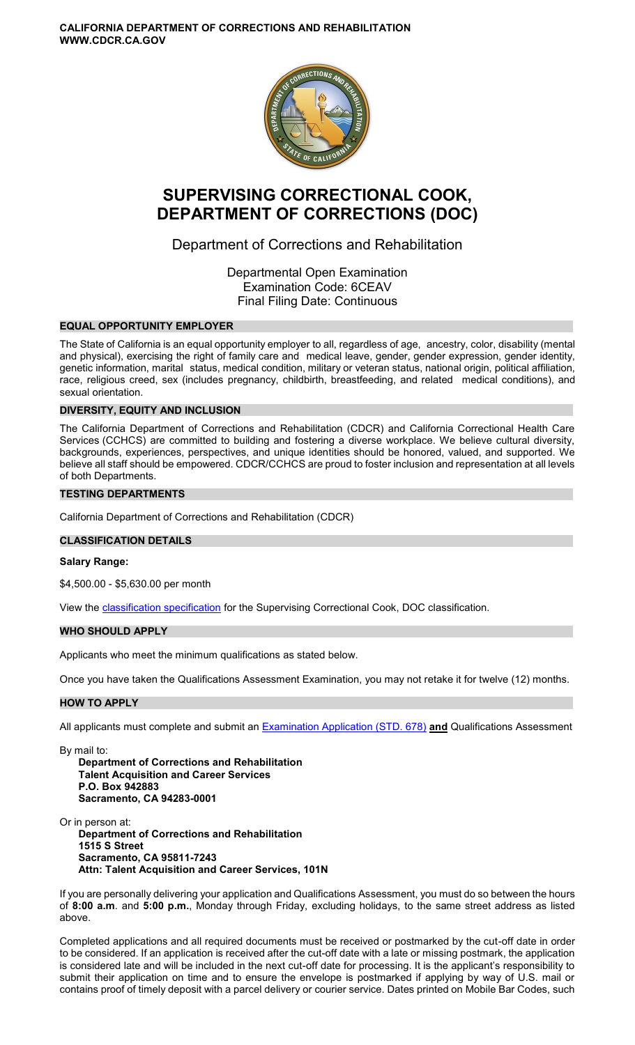**CALIFORNIA DEPARTMENT OF CORRECTIONS AND REHABILITATION**
**WWW.CDCR.CA.GOV**

# SUPERVISING CORRECTIONAL COOK, DEPARTMENT OF CORRECTIONS (DOC)

## Department of Corrections and Rehabilitation

Departmental Open Examination
Examination Code: 6CEAV
Final Filing Date: Continuous

### EQUAL OPPORTUNITY EMPLOYER

The State of California is an equal opportunity employer to all, regardless of age, ancestry, color, disability (mental and physical), exercising the right of family care and medical leave, gender, gender expression, gender identity, genetic information, marital status, medical condition, military or veteran status, national origin, political affiliation, race, religious creed, sex (includes pregnancy, childbirth, breastfeeding, and related medical conditions), and sexual orientation.

### DIVERSITY, EQUITY AND INCLUSION

The California Department of Corrections and Rehabilitation (CDCR) and California Correctional Health Care Services (CCHCS) are committed to building and fostering a diverse workplace. We believe cultural diversity, backgrounds, experiences, perspectives, and unique identities should be honored, valued, and supported. We believe all staff should be empowered. CDCR/CCHCS are proud to foster inclusion and representation at all levels of both Departments.

### TESTING DEPARTMENTS

California Department of Corrections and Rehabilitation (CDCR)

### CLASSIFICATION DETAILS

**Salary Range:**

$4,500.00 - $5,630.00 per month

View the classification specification for the Supervising Correctional Cook, DOC classification.

### WHO SHOULD APPLY

Applicants who meet the minimum qualifications as stated below.

Once you have taken the Qualifications Assessment Examination, you may not retake it for twelve (12) months.

### HOW TO APPLY

All applicants must complete and submit an Examination Application (STD. 678) **and** Qualifications Assessment

By mail to:

**Department of Corrections and Rehabilitation**
**Talent Acquisition and Career Services**
**P.O. Box 942883**
**Sacramento, CA 94283-0001**

Or in person at:

**Department of Corrections and Rehabilitation**
**1515 S Street**
**Sacramento, CA 95811-7243**
**Attn: Talent Acquisition and Career Services, 101N**

If you are personally delivering your application and Qualifications Assessment, you must do so between the hours of **8:00 a.m**. and **5:00 p.m.**, Monday through Friday, excluding holidays, to the same street address as listed above.

Completed applications and all required documents must be received or postmarked by the cut-off date in order to be considered. If an application is received after the cut-off date with a late or missing postmark, the application is considered late and will be included in the next cut-off date for processing. It is the applicant's responsibility to submit their application on time and to ensure the envelope is postmarked if applying by way of U.S. mail or contains proof of timely deposit with a parcel delivery or courier service. Dates printed on Mobile Bar Codes, such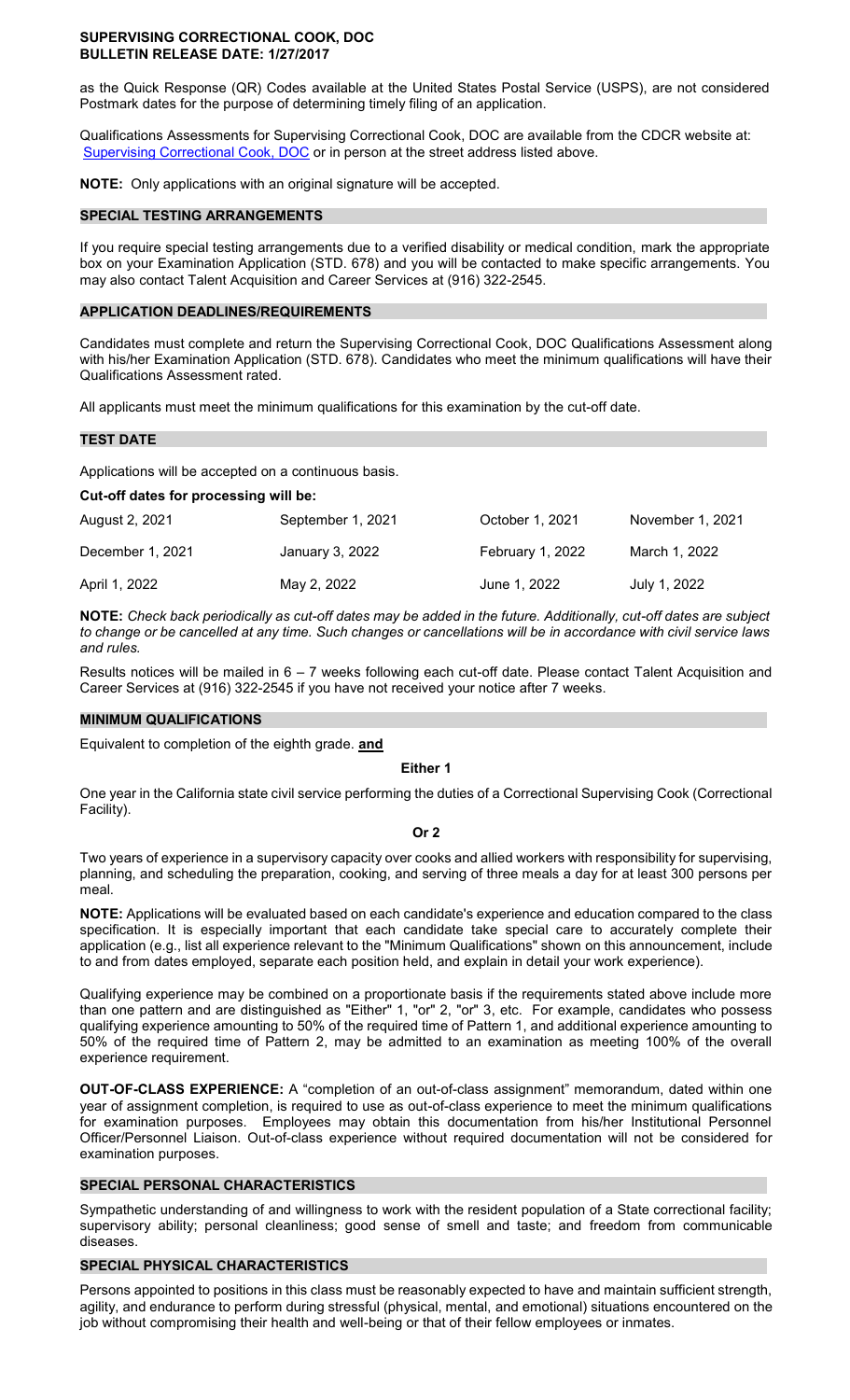as the Quick Response (QR) Codes available at the United States Postal Service (USPS), are not considered Postmark dates for the purpose of determining timely filing of an application.

Qualifications Assessments for Supervising Correctional Cook, DOC are available from the CDCR website at: Supervising Correctional Cook, DOC or in person at the street address listed above.

**NOTE:** Only applications with an original signature will be accepted.

## SPECIAL TESTING ARRANGEMENTS

If you require special testing arrangements due to a verified disability or medical condition, mark the appropriate box on your Examination Application (STD. 678) and you will be contacted to make specific arrangements. You may also contact Talent Acquisition and Career Services at (916) 322-2545.

## APPLICATION DEADLINES/REQUIREMENTS

Candidates must complete and return the Supervising Correctional Cook, DOC Qualifications Assessment along with his/her Examination Application (STD. 678). Candidates who meet the minimum qualifications will have their Qualifications Assessment rated.

All applicants must meet the minimum qualifications for this examination by the cut-off date.

## TEST DATE

Applications will be accepted on a continuous basis.

**Cut-off dates for processing will be:**

| | | | |
|---|---|---|---|
| August 2, 2021 | September 1, 2021 | October 1, 2021 | November 1, 2021 |
| December 1, 2021 | January 3, 2022 | February 1, 2022 | March 1, 2022 |
| April 1, 2022 | May 2, 2022 | June 1, 2022 | July 1, 2022 |

**NOTE:** *Check back periodically as cut-off dates may be added in the future. Additionally, cut-off dates are subject to change or be cancelled at any time. Such changes or cancellations will be in accordance with civil service laws and rules.*

Results notices will be mailed in 6 – 7 weeks following each cut-off date. Please contact Talent Acquisition and Career Services at (916) 322-2545 if you have not received your notice after 7 weeks.

## MINIMUM QUALIFICATIONS

Equivalent to completion of the eighth grade. **and**

**Either 1**

One year in the California state civil service performing the duties of a Correctional Supervising Cook (Correctional Facility).

**Or 2**

Two years of experience in a supervisory capacity over cooks and allied workers with responsibility for supervising, planning, and scheduling the preparation, cooking, and serving of three meals a day for at least 300 persons per meal.

**NOTE:** Applications will be evaluated based on each candidate's experience and education compared to the class specification. It is especially important that each candidate take special care to accurately complete their application (e.g., list all experience relevant to the "Minimum Qualifications" shown on this announcement, include to and from dates employed, separate each position held, and explain in detail your work experience).

Qualifying experience may be combined on a proportionate basis if the requirements stated above include more than one pattern and are distinguished as "Either" 1, "or" 2, "or" 3, etc. For example, candidates who possess qualifying experience amounting to 50% of the required time of Pattern 1, and additional experience amounting to 50% of the required time of Pattern 2, may be admitted to an examination as meeting 100% of the overall experience requirement.

**OUT-OF-CLASS EXPERIENCE:** A "completion of an out-of-class assignment" memorandum, dated within one year of assignment completion, is required to use as out-of-class experience to meet the minimum qualifications for examination purposes. Employees may obtain this documentation from his/her Institutional Personnel Officer/Personnel Liaison. Out-of-class experience without required documentation will not be considered for examination purposes.

## SPECIAL PERSONAL CHARACTERISTICS

Sympathetic understanding of and willingness to work with the resident population of a State correctional facility; supervisory ability; personal cleanliness; good sense of smell and taste; and freedom from communicable diseases.

## SPECIAL PHYSICAL CHARACTERISTICS

Persons appointed to positions in this class must be reasonably expected to have and maintain sufficient strength, agility, and endurance to perform during stressful (physical, mental, and emotional) situations encountered on the job without compromising their health and well-being or that of their fellow employees or inmates.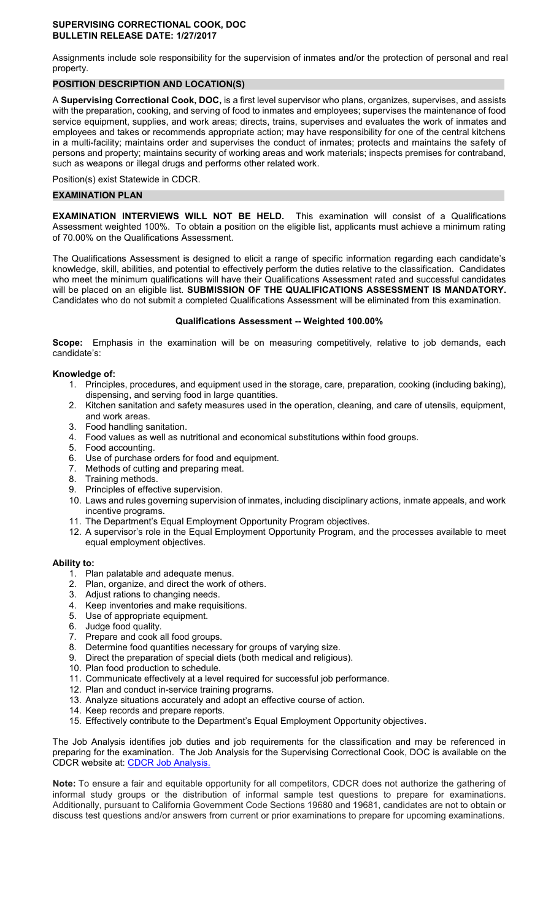**SUPERVISING CORRECTIONAL COOK, DOC**
**BULLETIN RELEASE DATE: 1/27/2017**

Assignments include sole responsibility for the supervision of inmates and/or the protection of personal and real property.

## POSITION DESCRIPTION AND LOCATION(S)

A **Supervising Correctional Cook, DOC,** is a first level supervisor who plans, organizes, supervises, and assists with the preparation, cooking, and serving of food to inmates and employees; supervises the maintenance of food service equipment, supplies, and work areas; directs, trains, supervises and evaluates the work of inmates and employees and takes or recommends appropriate action; may have responsibility for one of the central kitchens in a multi-facility; maintains order and supervises the conduct of inmates; protects and maintains the safety of persons and property; maintains security of working areas and work materials; inspects premises for contraband, such as weapons or illegal drugs and performs other related work.

Position(s) exist Statewide in CDCR.

## EXAMINATION PLAN

**EXAMINATION INTERVIEWS WILL NOT BE HELD.** This examination will consist of a Qualifications Assessment weighted 100%. To obtain a position on the eligible list, applicants must achieve a minimum rating of 70.00% on the Qualifications Assessment.

The Qualifications Assessment is designed to elicit a range of specific information regarding each candidate's knowledge, skill, abilities, and potential to effectively perform the duties relative to the classification. Candidates who meet the minimum qualifications will have their Qualifications Assessment rated and successful candidates will be placed on an eligible list. **SUBMISSION OF THE QUALIFICATIONS ASSESSMENT IS MANDATORY.** Candidates who do not submit a completed Qualifications Assessment will be eliminated from this examination.

### Qualifications Assessment -- Weighted 100.00%

**Scope:** Emphasis in the examination will be on measuring competitively, relative to job demands, each candidate's:

**Knowledge of:**

1. Principles, procedures, and equipment used in the storage, care, preparation, cooking (including baking), dispensing, and serving food in large quantities.
2. Kitchen sanitation and safety measures used in the operation, cleaning, and care of utensils, equipment, and work areas.
3. Food handling sanitation.
4. Food values as well as nutritional and economical substitutions within food groups.
5. Food accounting.
6. Use of purchase orders for food and equipment.
7. Methods of cutting and preparing meat.
8. Training methods.
9. Principles of effective supervision.
10. Laws and rules governing supervision of inmates, including disciplinary actions, inmate appeals, and work incentive programs.
11. The Department's Equal Employment Opportunity Program objectives.
12. A supervisor's role in the Equal Employment Opportunity Program, and the processes available to meet equal employment objectives.

**Ability to:**

1. Plan palatable and adequate menus.
2. Plan, organize, and direct the work of others.
3. Adjust rations to changing needs.
4. Keep inventories and make requisitions.
5. Use of appropriate equipment.
6. Judge food quality.
7. Prepare and cook all food groups.
8. Determine food quantities necessary for groups of varying size.
9. Direct the preparation of special diets (both medical and religious).
10. Plan food production to schedule.
11. Communicate effectively at a level required for successful job performance.
12. Plan and conduct in-service training programs.
13. Analyze situations accurately and adopt an effective course of action.
14. Keep records and prepare reports.
15. Effectively contribute to the Department's Equal Employment Opportunity objectives.

The Job Analysis identifies job duties and job requirements for the classification and may be referenced in preparing for the examination. The Job Analysis for the Supervising Correctional Cook, DOC is available on the CDCR website at: CDCR Job Analysis.

**Note:** To ensure a fair and equitable opportunity for all competitors, CDCR does not authorize the gathering of informal study groups or the distribution of informal sample test questions to prepare for examinations. Additionally, pursuant to California Government Code Sections 19680 and 19681, candidates are not to obtain or discuss test questions and/or answers from current or prior examinations to prepare for upcoming examinations.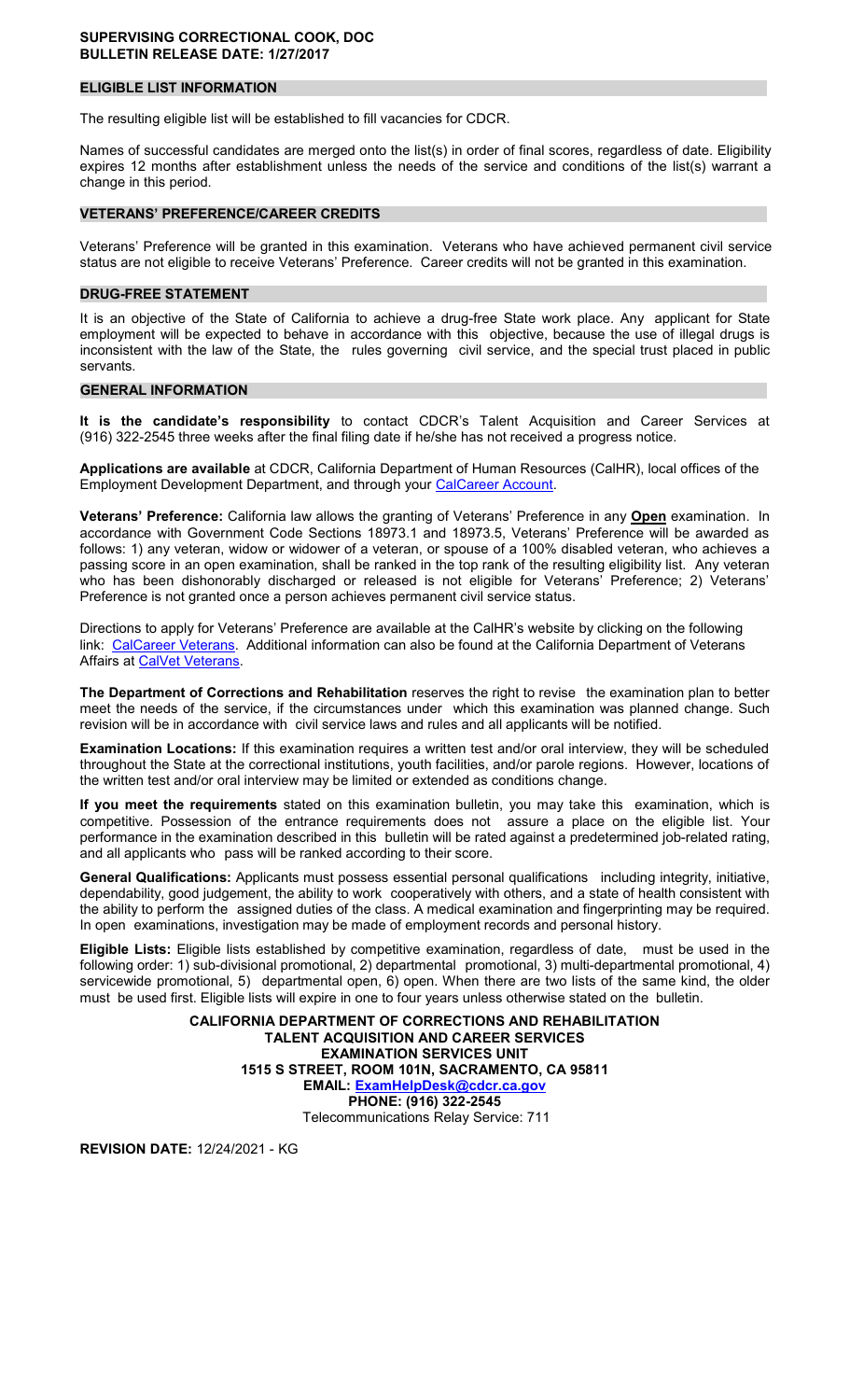**SUPERVISING CORRECTIONAL COOK, DOC**
**BULLETIN RELEASE DATE: 1/27/2017**

## ELIGIBLE LIST INFORMATION

The resulting eligible list will be established to fill vacancies for CDCR.

Names of successful candidates are merged onto the list(s) in order of final scores, regardless of date. Eligibility expires 12 months after establishment unless the needs of the service and conditions of the list(s) warrant a change in this period.

## VETERANS' PREFERENCE/CAREER CREDITS

Veterans' Preference will be granted in this examination. Veterans who have achieved permanent civil service status are not eligible to receive Veterans' Preference. Career credits will not be granted in this examination.

## DRUG-FREE STATEMENT

It is an objective of the State of California to achieve a drug-free State work place. Any applicant for State employment will be expected to behave in accordance with this objective, because the use of illegal drugs is inconsistent with the law of the State, the rules governing civil service, and the special trust placed in public servants.

## GENERAL INFORMATION

**It is the candidate's responsibility** to contact CDCR's Talent Acquisition and Career Services at (916) 322-2545 three weeks after the final filing date if he/she has not received a progress notice.

**Applications are available** at CDCR, California Department of Human Resources (CalHR), local offices of the Employment Development Department, and through your CalCareer Account.

**Veterans' Preference:** California law allows the granting of Veterans' Preference in any **Open** examination. In accordance with Government Code Sections 18973.1 and 18973.5, Veterans' Preference will be awarded as follows: 1) any veteran, widow or widower of a veteran, or spouse of a 100% disabled veteran, who achieves a passing score in an open examination, shall be ranked in the top rank of the resulting eligibility list. Any veteran who has been dishonorably discharged or released is not eligible for Veterans' Preference; 2) Veterans' Preference is not granted once a person achieves permanent civil service status.

Directions to apply for Veterans' Preference are available at the CalHR's website by clicking on the following link: CalCareer Veterans. Additional information can also be found at the California Department of Veterans Affairs at CalVet Veterans.

**The Department of Corrections and Rehabilitation** reserves the right to revise the examination plan to better meet the needs of the service, if the circumstances under which this examination was planned change. Such revision will be in accordance with civil service laws and rules and all applicants will be notified.

**Examination Locations:** If this examination requires a written test and/or oral interview, they will be scheduled throughout the State at the correctional institutions, youth facilities, and/or parole regions. However, locations of the written test and/or oral interview may be limited or extended as conditions change.

**If you meet the requirements** stated on this examination bulletin, you may take this examination, which is competitive. Possession of the entrance requirements does not assure a place on the eligible list. Your performance in the examination described in this bulletin will be rated against a predetermined job-related rating, and all applicants who pass will be ranked according to their score.

**General Qualifications:** Applicants must possess essential personal qualifications including integrity, initiative, dependability, good judgement, the ability to work cooperatively with others, and a state of health consistent with the ability to perform the assigned duties of the class. A medical examination and fingerprinting may be required. In open examinations, investigation may be made of employment records and personal history.

**Eligible Lists:** Eligible lists established by competitive examination, regardless of date, must be used in the following order: 1) sub-divisional promotional, 2) departmental promotional, 3) multi-departmental promotional, 4) servicewide promotional, 5) departmental open, 6) open. When there are two lists of the same kind, the older must be used first. Eligible lists will expire in one to four years unless otherwise stated on the bulletin.

**CALIFORNIA DEPARTMENT OF CORRECTIONS AND REHABILITATION**
**TALENT ACQUISITION AND CAREER SERVICES**
**EXAMINATION SERVICES UNIT**
**1515 S STREET, ROOM 101N, SACRAMENTO, CA 95811**
**EMAIL: ExamHelpDesk@cdcr.ca.gov**
**PHONE: (916) 322-2545**
Telecommunications Relay Service: 711

**REVISION DATE:** 12/24/2021 - KG